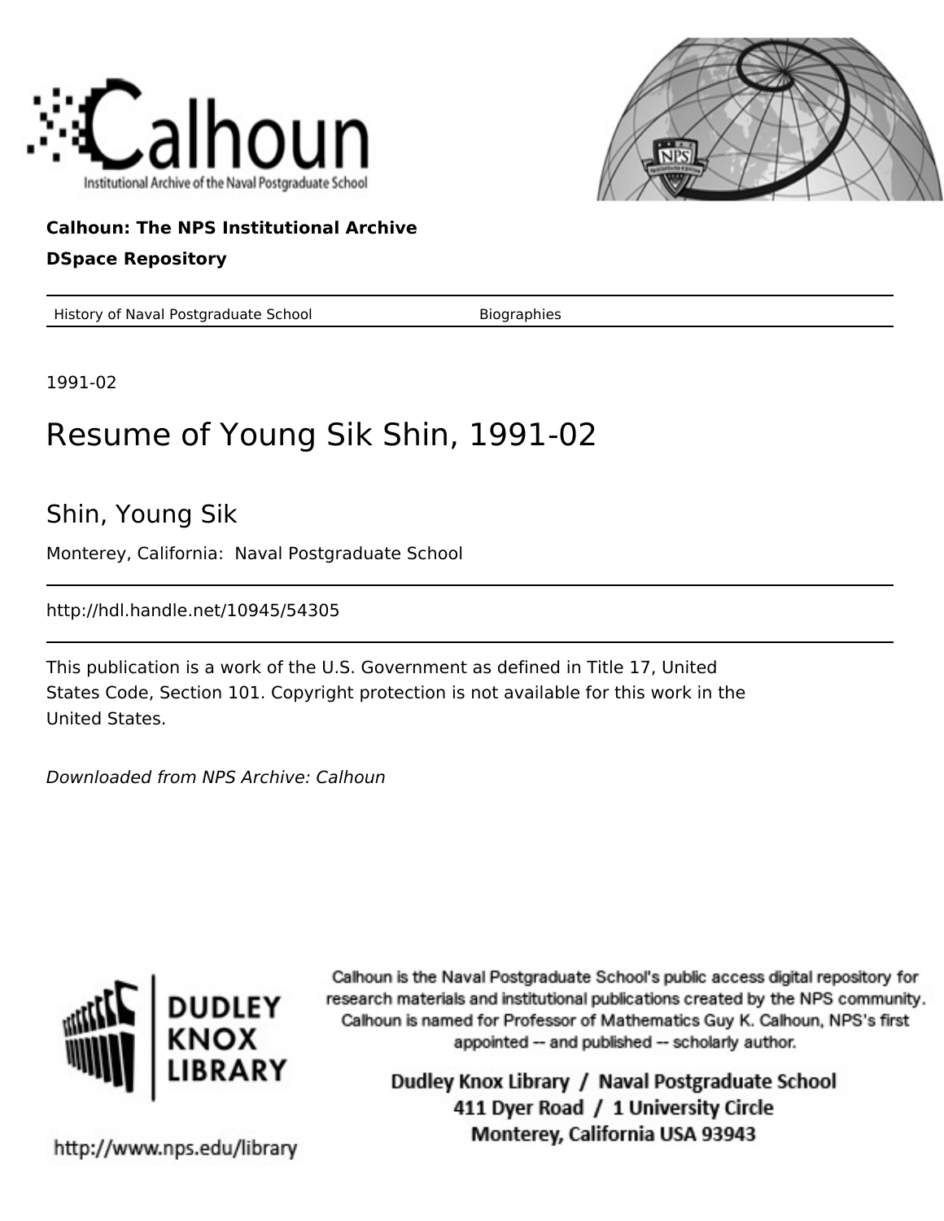Calhoun: The NPS Institutional Archive

DSpace Repository

| History of Naval Postgraduate School | Biographies |
| --- | --- |

1991-02

# Resume of Young Sik Shin, 1991-02

## Shin, Young Sik

Monterey, California: Naval Postgraduate School

http://hdl.handle.net/10945/54305

This publication is a work of the U.S. Government as defined in Title 17, United States Code, Section 101. Copyright protection is not available for this work in the United States.

*Downloaded from NPS Archive: Calhoun*

DUDLEY KNOX LIBRARY

Calhoun is the Naval Postgraduate School's public access digital repository for research materials and institutional publications created by the NPS community. Calhoun is named for Professor of Mathematics Guy K. Calhoun, NPS's first appointed -- and published -- scholarly author.

Dudley Knox Library / Naval Postgraduate School
411 Dyer Road / 1 University Circle
Monterey, California USA 93943

http://www.nps.edu/library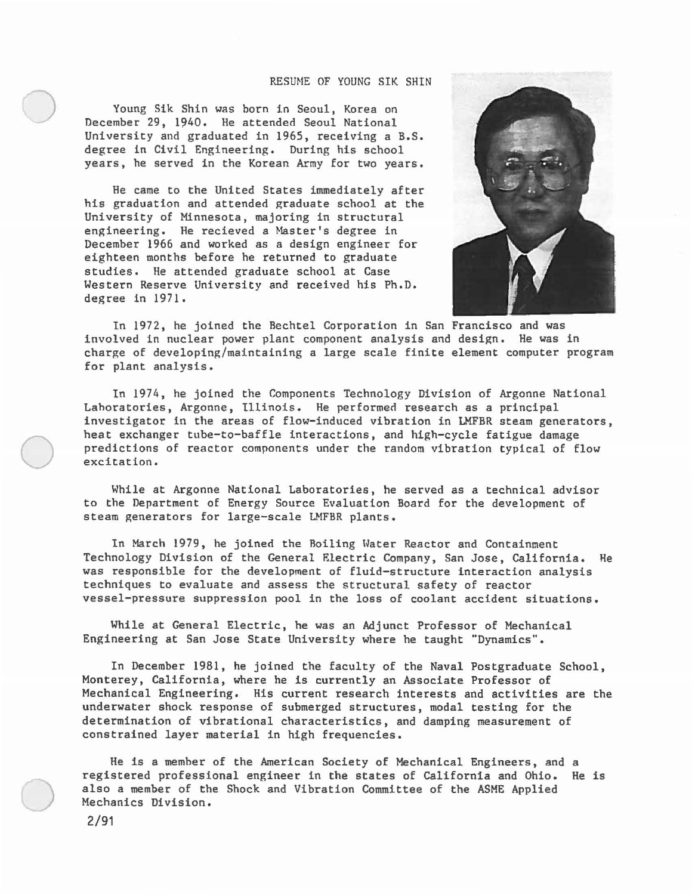# RESUME OF YOUNG SIK SHIN

Young Sik Shin was born in Seoul, Korea on December 29, 1940. He attended Seoul National University and graduated in 1965, receiving a B.S. degree in Civil Engineering. During his school years, he served in the Korean Army for two years.

He came to the United States immediately after his graduation and attended graduate school at the University of Minnesota, majoring in structural engineering. He recieved a Master's degree in December 1966 and worked as a design engineer for eighteen months before he returned to graduate studies. He attended graduate school at Case Western Reserve University and received his Ph.D. degree in 1971.

In 1972, he joined the Bechtel Corporation in San Francisco and was involved in nuclear power plant component analysis and design. He was in charge of developing/maintaining a large scale finite element computer program for plant analysis.

In 1974, he joined the Components Technology Division of Argonne National Laboratories, Argonne, Illinois. He performed research as a principal investigator in the areas of flow-induced vibration in LMFBR steam generators, heat exchanger tube-to-baffle interactions, and high-cycle fatigue damage predictions of reactor components under the random vibration typical of flow excitation.

While at Argonne National Laboratories, he served as a technical advisor to the Department of Energy Source Evaluation Board for the development of steam generators for large-scale LMFBR plants.

In March 1979, he joined the Boiling Water Reactor and Containment Technology Division of the General Electric Company, San Jose, California. He was responsible for the development of fluid-structure interaction analysis techniques to evaluate and assess the structural safety of reactor vessel-pressure suppression pool in the loss of coolant accident situations.

While at General Electric, he was an Adjunct Professor of Mechanical Engineering at San Jose State University where he taught "Dynamics".

In December 1981, he joined the faculty of the Naval Postgraduate School, Monterey, California, where he is currently an Associate Professor of Mechanical Engineering. His current research interests and activities are the underwater shock response of submerged structures, modal testing for the determination of vibrational characteristics, and damping measurement of constrained layer material in high frequencies.

He is a member of the American Society of Mechanical Engineers, and a registered professional engineer in the states of California and Ohio. He is also a member of the Shock and Vibration Committee of the ASME Applied Mechanics Division.

2/91